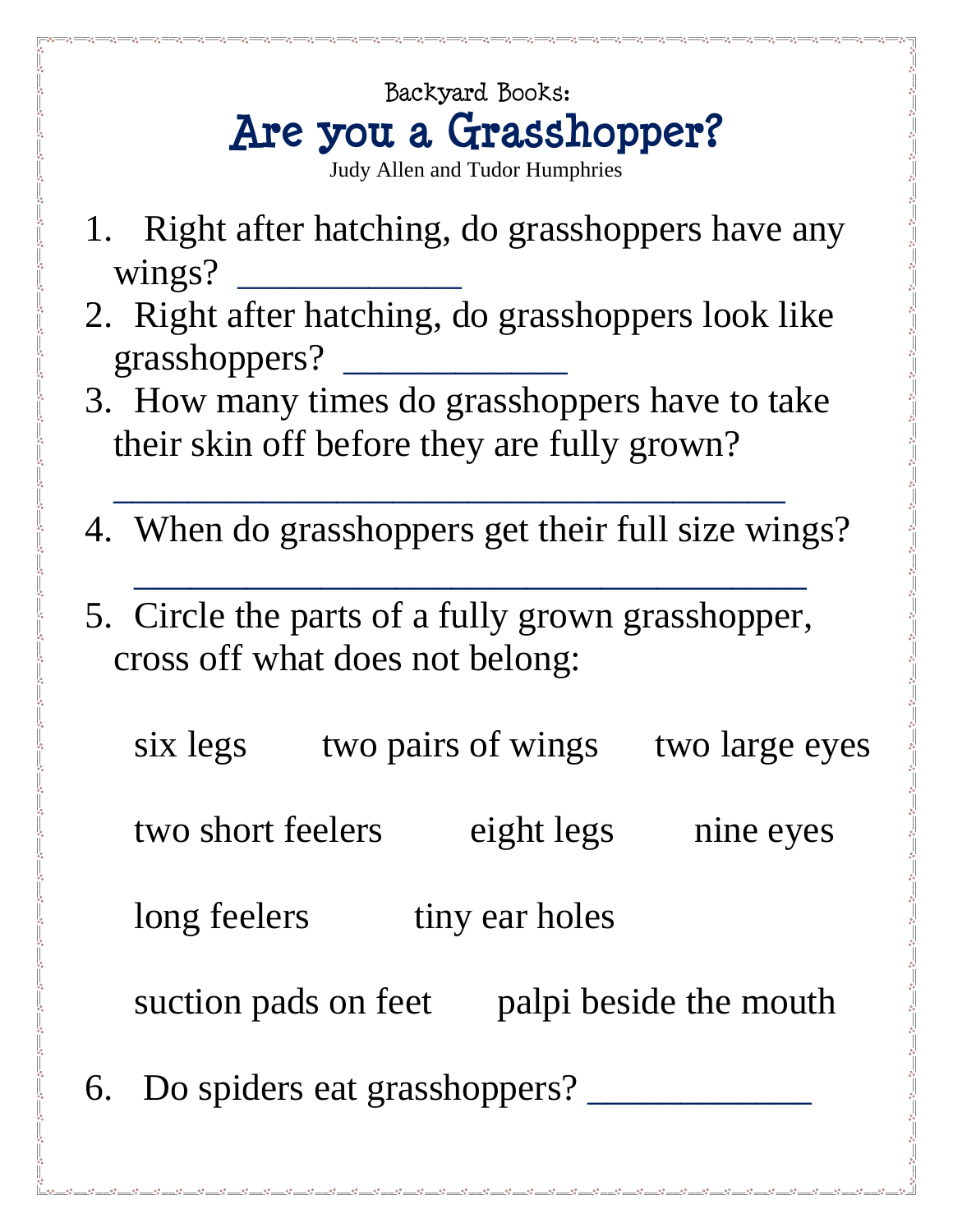Backyard Books:

# Are you a Grasshopper?

Judy Allen and Tudor Humphries

1. Right after hatching, do grasshoppers have any wings? ____________
2. Right after hatching, do grasshoppers look like grasshoppers? ____________
3. How many times do grasshoppers have to take their skin off before they are fully grown? ___________________________________
4. When do grasshoppers get their full size wings? ___________________________________
5. Circle the parts of a fully grown grasshopper, cross off what does not belong:

   six legs &nbsp;&nbsp;&nbsp; two pairs of wings &nbsp;&nbsp;&nbsp; two large eyes

   two short feelers &nbsp;&nbsp;&nbsp; eight legs &nbsp;&nbsp;&nbsp; nine eyes

   long feelers &nbsp;&nbsp;&nbsp; tiny ear holes

   suction pads on feet &nbsp;&nbsp;&nbsp; palpi beside the mouth

6. Do spiders eat grasshoppers? ____________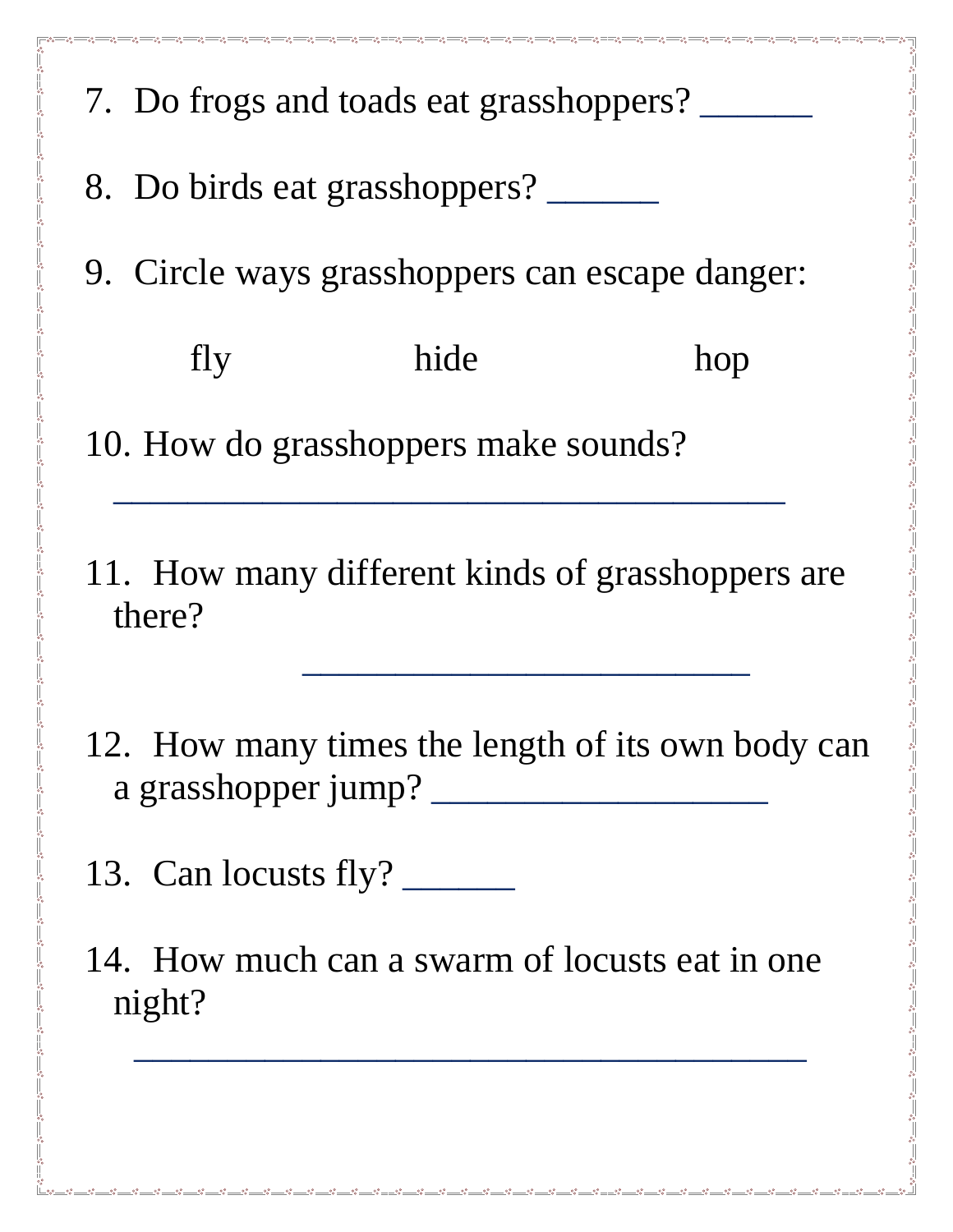7. Do frogs and toads eat grasshoppers? ______

8. Do birds eat grasshoppers? ______

9. Circle ways grasshoppers can escape danger:

   fly &nbsp;&nbsp;&nbsp;&nbsp;&nbsp;&nbsp;&nbsp;&nbsp; hide &nbsp;&nbsp;&nbsp;&nbsp;&nbsp;&nbsp;&nbsp;&nbsp; hop

10. How do grasshoppers make sounds?
    ____________________________________

11. How many different kinds of grasshoppers are there?
    ________________________

12. How many times the length of its own body can a grasshopper jump? __________________

13. Can locusts fly? ______

14. How much can a swarm of locusts eat in one night?
    ____________________________________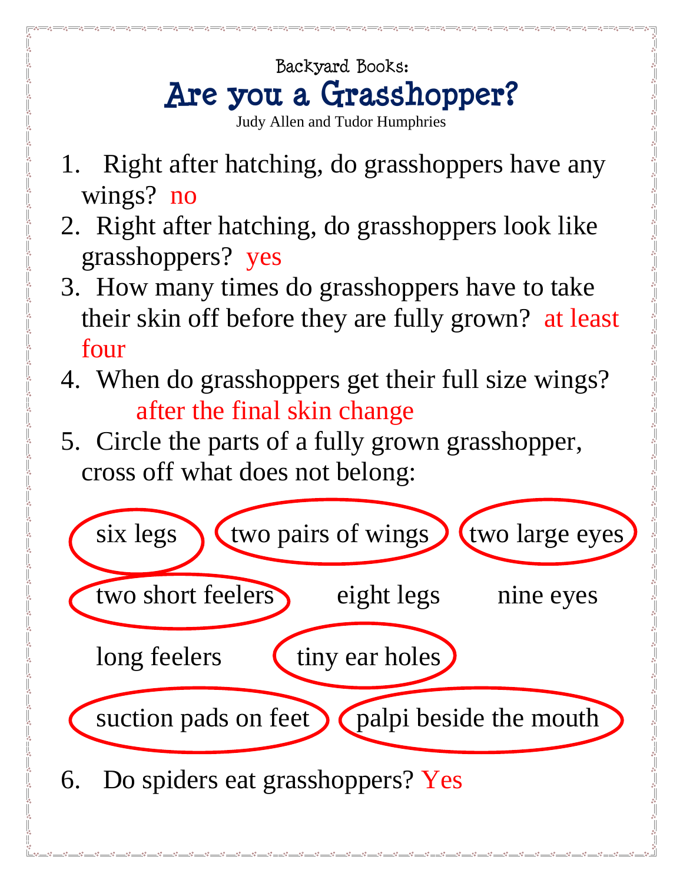Backyard Books:

# Are you a Grasshopper?

Judy Allen and Tudor Humphries

1. Right after hatching, do grasshoppers have any wings? no
2. Right after hatching, do grasshoppers look like grasshoppers? yes
3. How many times do grasshoppers have to take their skin off before they are fully grown? at least four
4. When do grasshoppers get their full size wings? after the final skin change
5. Circle the parts of a fully grown grasshopper, cross off what does not belong:

six legs (circled)  two pairs of wings (circled)  two large eyes (circled)

two short feelers (circled)  eight legs  nine eyes

long feelers  tiny ear holes (circled)

suction pads on feet (circled)  palpi beside the mouth (circled)

6. Do spiders eat grasshoppers? Yes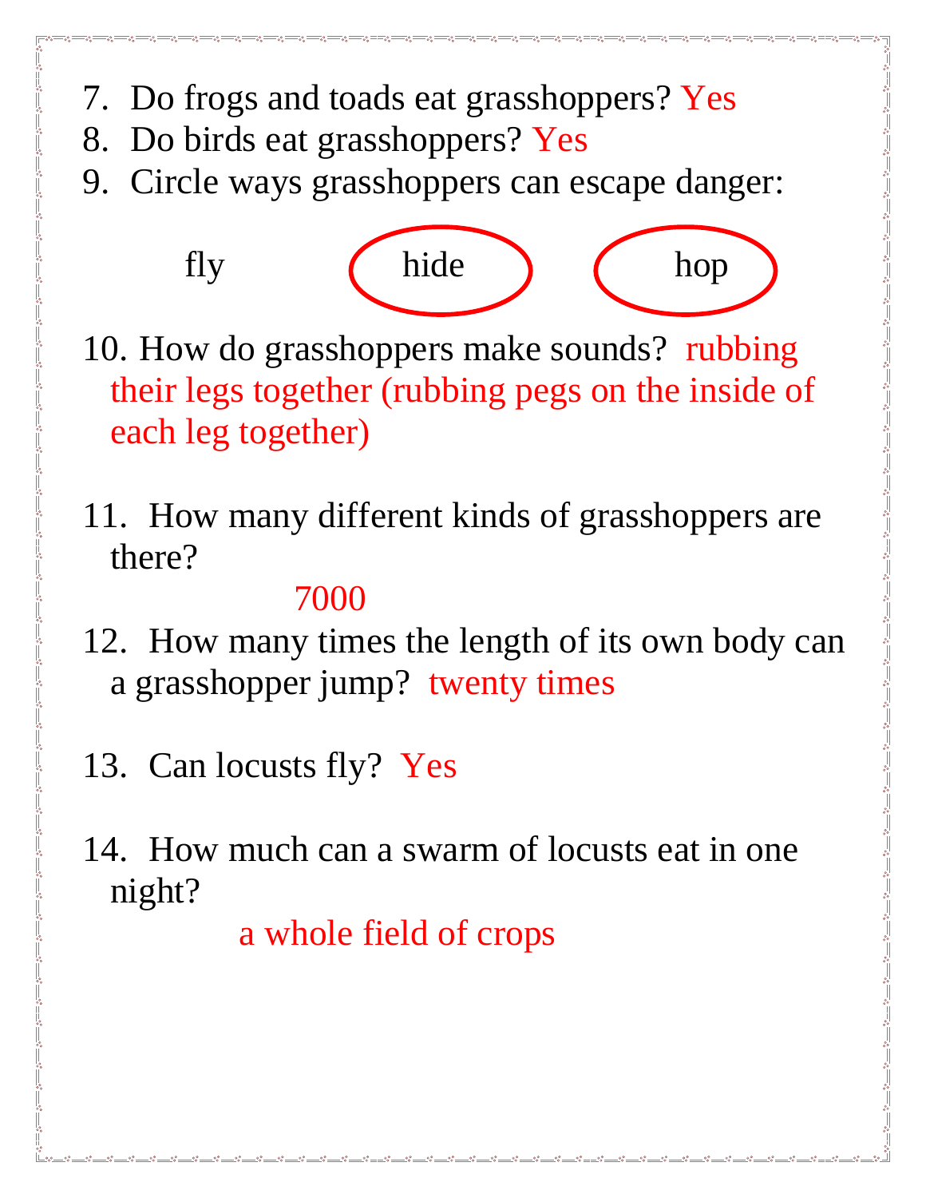7. Do frogs and toads eat grasshoppers? Yes
8. Do birds eat grasshoppers? Yes
9. Circle ways grasshoppers can escape danger:

   fly    **(hide)**    **(hop)**

10. How do grasshoppers make sounds? rubbing their legs together (rubbing pegs on the inside of each leg together)

11. How many different kinds of grasshoppers are there?

    7000

12. How many times the length of its own body can a grasshopper jump? twenty times

13. Can locusts fly? Yes

14. How much can a swarm of locusts eat in one night?

    a whole field of crops